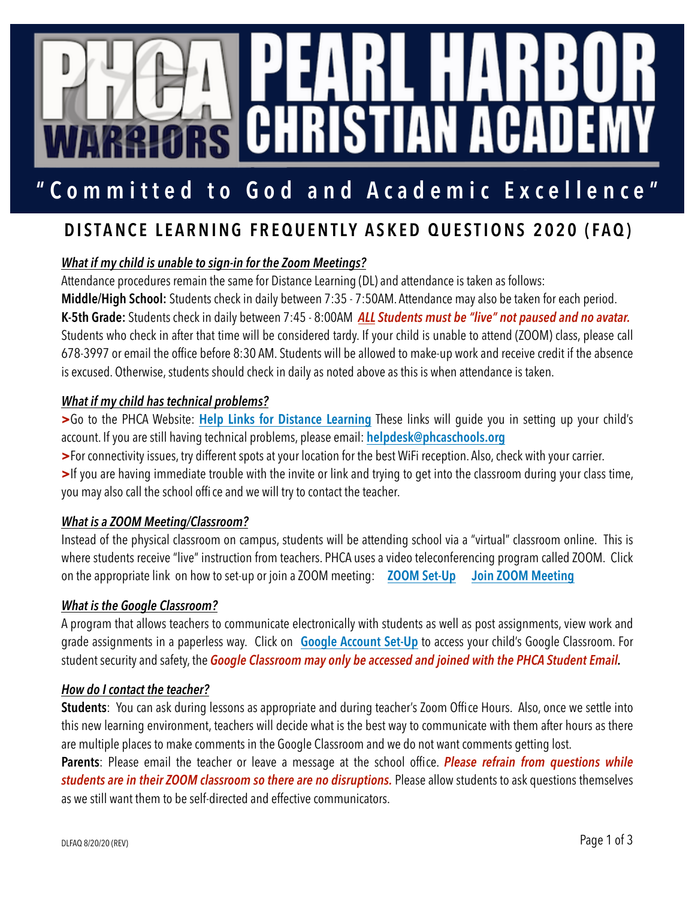# PEARL HARBOR CHRISTIAN ACADEMY

**"Committed to God and Academic Excellence"**

## DISTANCE LEARNING FREQUENTLY ASKED QUESTIONS 2020 (FAQ)

### *What if my child is unable to sign-in for the Zoom Meetings?*

Attendance procedures remain the same for Distance Learning (DL) and attendance is taken as follows:

**Middle/High School:** Students check in daily between 7:35 - 7:50AM. Attendance may also be taken for each period.

**K-5th Grade:** Students check in daily between 7:45 - 8:00AM ***ALL Students must be "live" not paused and no avatar.*** Students who check in after that time will be considered tardy. If your child is unable to attend (ZOOM) class, please call 678-3997 or email the office before 8:30 AM. Students will be allowed to make-up work and receive credit if the absence is excused. Otherwise, students should check in daily as noted above as this is when attendance is taken.

### *What if my child has technical problems?*

**>**Go to the PHCA Website: **Help Links for Distance Learning** These links will guide you in setting up your child's account. If you are still having technical problems, please email: **helpdesk@phcaschools.org**

**>**For connectivity issues, try different spots at your location for the best WiFi reception. Also, check with your carrier.

**>**If you are having immediate trouble with the invite or link and trying to get into the classroom during your class time, you may also call the school office and we will try to contact the teacher.

### *What is a ZOOM Meeting/Classroom?*

Instead of the physical classroom on campus, students will be attending school via a "virtual" classroom online. This is where students receive "live" instruction from teachers. PHCA uses a video teleconferencing program called ZOOM. Click on the appropriate link on how to set-up or join a ZOOM meeting: **ZOOM Set-Up** **Join ZOOM Meeting**

### *What is the Google Classroom?*

A program that allows teachers to communicate electronically with students as well as post assignments, view work and grade assignments in a paperless way. Click on **Google Account Set-Up** to access your child's Google Classroom. For student security and safety, the ***Google Classroom may only be accessed and joined with the PHCA Student Email.***

### *How do I contact the teacher?*

**Students**: You can ask during lessons as appropriate and during teacher's Zoom Office Hours. Also, once we settle into this new learning environment, teachers will decide what is the best way to communicate with them after hours as there are multiple places to make comments in the Google Classroom and we do not want comments getting lost.

**Parents**: Please email the teacher or leave a message at the school office. ***Please refrain from questions while students are in their ZOOM classroom so there are no disruptions.*** Please allow students to ask questions themselves as we still want them to be self-directed and effective communicators.

DLFAQ 8/20/20 (REV)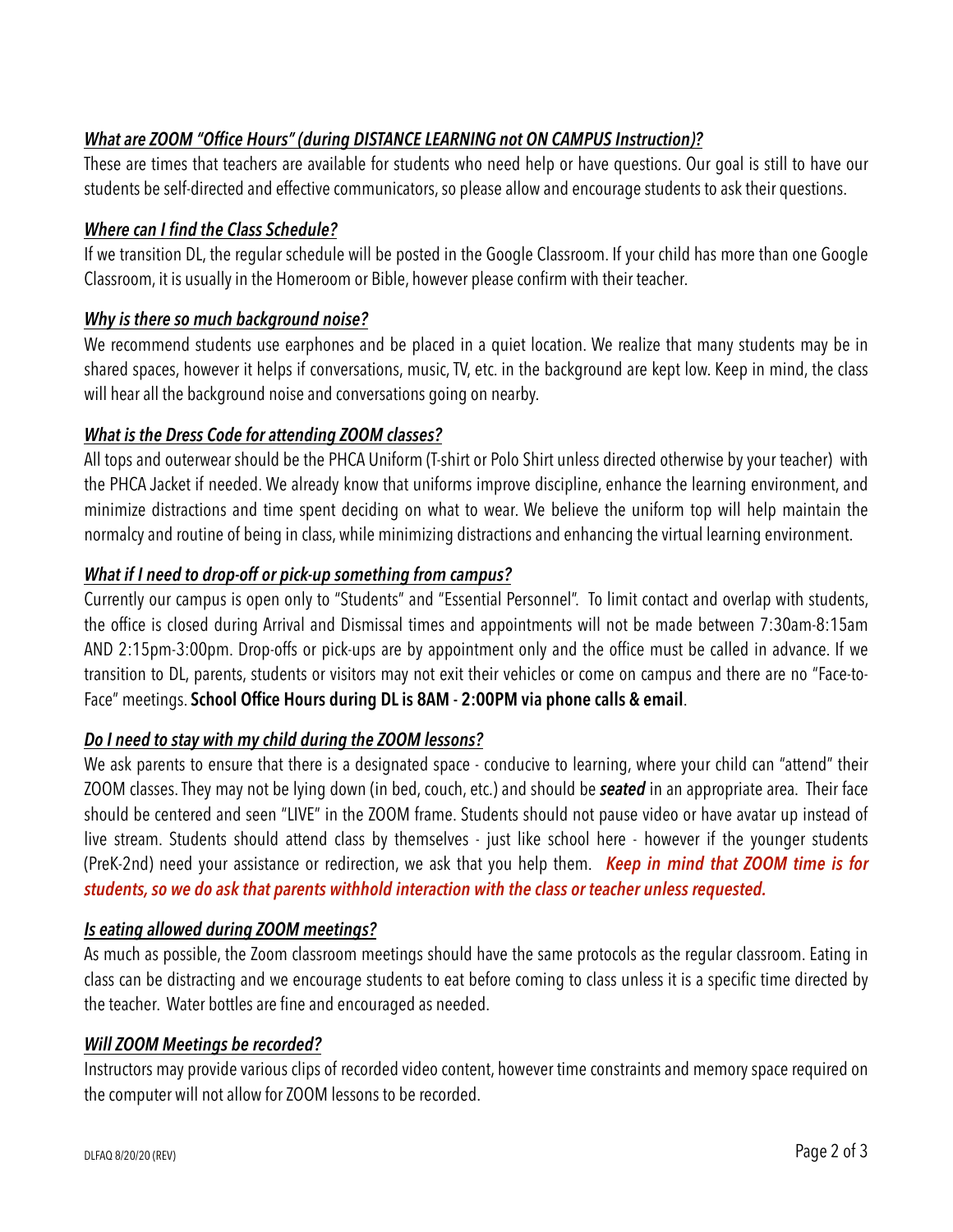***What are ZOOM "Office Hours" (during DISTANCE LEARNING not ON CAMPUS Instruction)?***

These are times that teachers are available for students who need help or have questions. Our goal is still to have our students be self-directed and effective communicators, so please allow and encourage students to ask their questions.

***Where can I find the Class Schedule?***

If we transition DL, the regular schedule will be posted in the Google Classroom. If your child has more than one Google Classroom, it is usually in the Homeroom or Bible, however please confirm with their teacher.

***Why is there so much background noise?***

We recommend students use earphones and be placed in a quiet location. We realize that many students may be in shared spaces, however it helps if conversations, music, TV, etc. in the background are kept low. Keep in mind, the class will hear all the background noise and conversations going on nearby.

***What is the Dress Code for attending ZOOM classes?***

All tops and outerwear should be the PHCA Uniform (T-shirt or Polo Shirt unless directed otherwise by your teacher) with the PHCA Jacket if needed. We already know that uniforms improve discipline, enhance the learning environment, and minimize distractions and time spent deciding on what to wear. We believe the uniform top will help maintain the normalcy and routine of being in class, while minimizing distractions and enhancing the virtual learning environment.

***What if I need to drop-off or pick-up something from campus?***

Currently our campus is open only to "Students" and "Essential Personnel". To limit contact and overlap with students, the office is closed during Arrival and Dismissal times and appointments will not be made between 7:30am-8:15am AND 2:15pm-3:00pm. Drop-offs or pick-ups are by appointment only and the office must be called in advance. If we transition to DL, parents, students or visitors may not exit their vehicles or come on campus and there are no "Face-to-Face" meetings. **School Office Hours during DL is 8AM - 2:00PM via phone calls & email**.

***Do I need to stay with my child during the ZOOM lessons?***

We ask parents to ensure that there is a designated space - conducive to learning, where your child can "attend" their ZOOM classes. They may not be lying down (in bed, couch, etc.) and should be ***seated*** in an appropriate area. Their face should be centered and seen "LIVE" in the ZOOM frame. Students should not pause video or have avatar up instead of live stream. Students should attend class by themselves - just like school here - however if the younger students (PreK-2nd) need your assistance or redirection, we ask that you help them. ***Keep in mind that ZOOM time is for students, so we do ask that parents withhold interaction with the class or teacher unless requested.***

***Is eating allowed during ZOOM meetings?***

As much as possible, the Zoom classroom meetings should have the same protocols as the regular classroom. Eating in class can be distracting and we encourage students to eat before coming to class unless it is a specific time directed by the teacher. Water bottles are fine and encouraged as needed.

***Will ZOOM Meetings be recorded?***

Instructors may provide various clips of recorded video content, however time constraints and memory space required on the computer will not allow for ZOOM lessons to be recorded.

DLFAQ 8/20/20 (REV)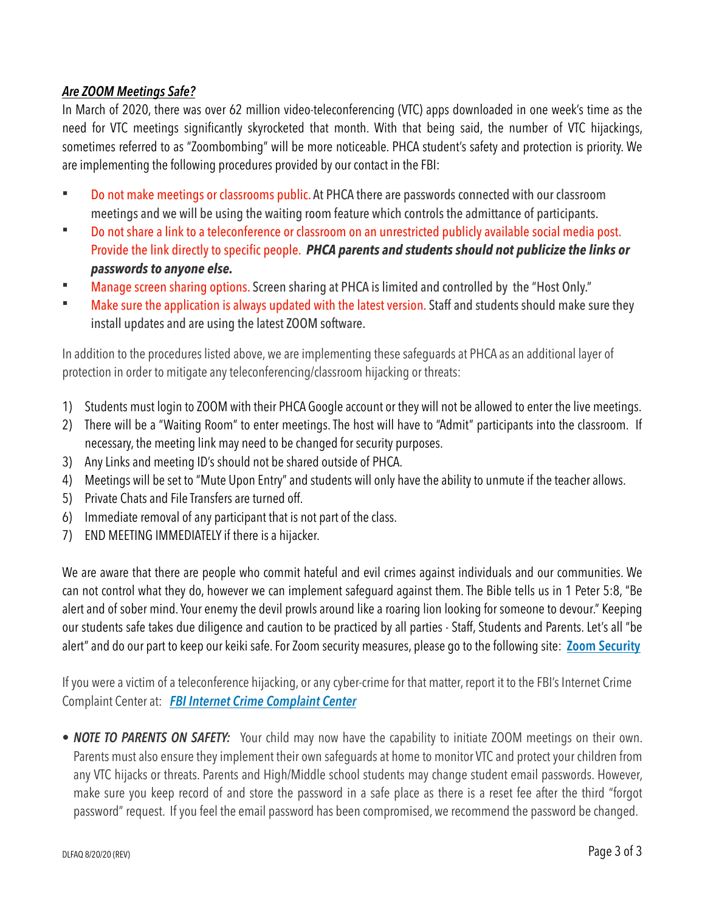***Are ZOOM Meetings Safe?***

In March of 2020, there was over 62 million video-teleconferencing (VTC) apps downloaded in one week's time as the need for VTC meetings significantly skyrocketed that month. With that being said, the number of VTC hijackings, sometimes referred to as "Zoombombing" will be more noticeable. PHCA student's safety and protection is priority. We are implementing the following procedures provided by our contact in the FBI:

- Do not make meetings or classrooms public. At PHCA there are passwords connected with our classroom meetings and we will be using the waiting room feature which controls the admittance of participants.
- Do not share a link to a teleconference or classroom on an unrestricted publicly available social media post. Provide the link directly to specific people. ***PHCA parents and students should not publicize the links or passwords to anyone else.***
- Manage screen sharing options. Screen sharing at PHCA is limited and controlled by the "Host Only."
- Make sure the application is always updated with the latest version. Staff and students should make sure they install updates and are using the latest ZOOM software.

In addition to the procedures listed above, we are implementing these safeguards at PHCA as an additional layer of protection in order to mitigate any teleconferencing/classroom hijacking or threats:

1) Students must login to ZOOM with their PHCA Google account or they will not be allowed to enter the live meetings.
2) There will be a "Waiting Room" to enter meetings. The host will have to "Admit" participants into the classroom. If necessary, the meeting link may need to be changed for security purposes.
3) Any Links and meeting ID's should not be shared outside of PHCA.
4) Meetings will be set to "Mute Upon Entry" and students will only have the ability to unmute if the teacher allows.
5) Private Chats and File Transfers are turned off.
6) Immediate removal of any participant that is not part of the class.
7) END MEETING IMMEDIATELY if there is a hijacker.

We are aware that there are people who commit hateful and evil crimes against individuals and our communities. We can not control what they do, however we can implement safeguard against them. The Bible tells us in 1 Peter 5:8, "Be alert and of sober mind. Your enemy the devil prowls around like a roaring lion looking for someone to devour." Keeping our students safe takes due diligence and caution to be practiced by all parties - Staff, Students and Parents. Let's all "be alert" and do our part to keep our keiki safe. For Zoom security measures, please go to the following site: **Zoom Security**

If you were a victim of a teleconference hijacking, or any cyber-crime for that matter, report it to the FBI's Internet Crime Complaint Center at: ***FBI Internet Crime Complaint Center***

- ***NOTE TO PARENTS ON SAFETY:*** Your child may now have the capability to initiate ZOOM meetings on their own. Parents must also ensure they implement their own safeguards at home to monitor VTC and protect your children from any VTC hijacks or threats. Parents and High/Middle school students may change student email passwords. However, make sure you keep record of and store the password in a safe place as there is a reset fee after the third "forgot password" request. If you feel the email password has been compromised, we recommend the password be changed.

DLFAQ 8/20/20 (REV)